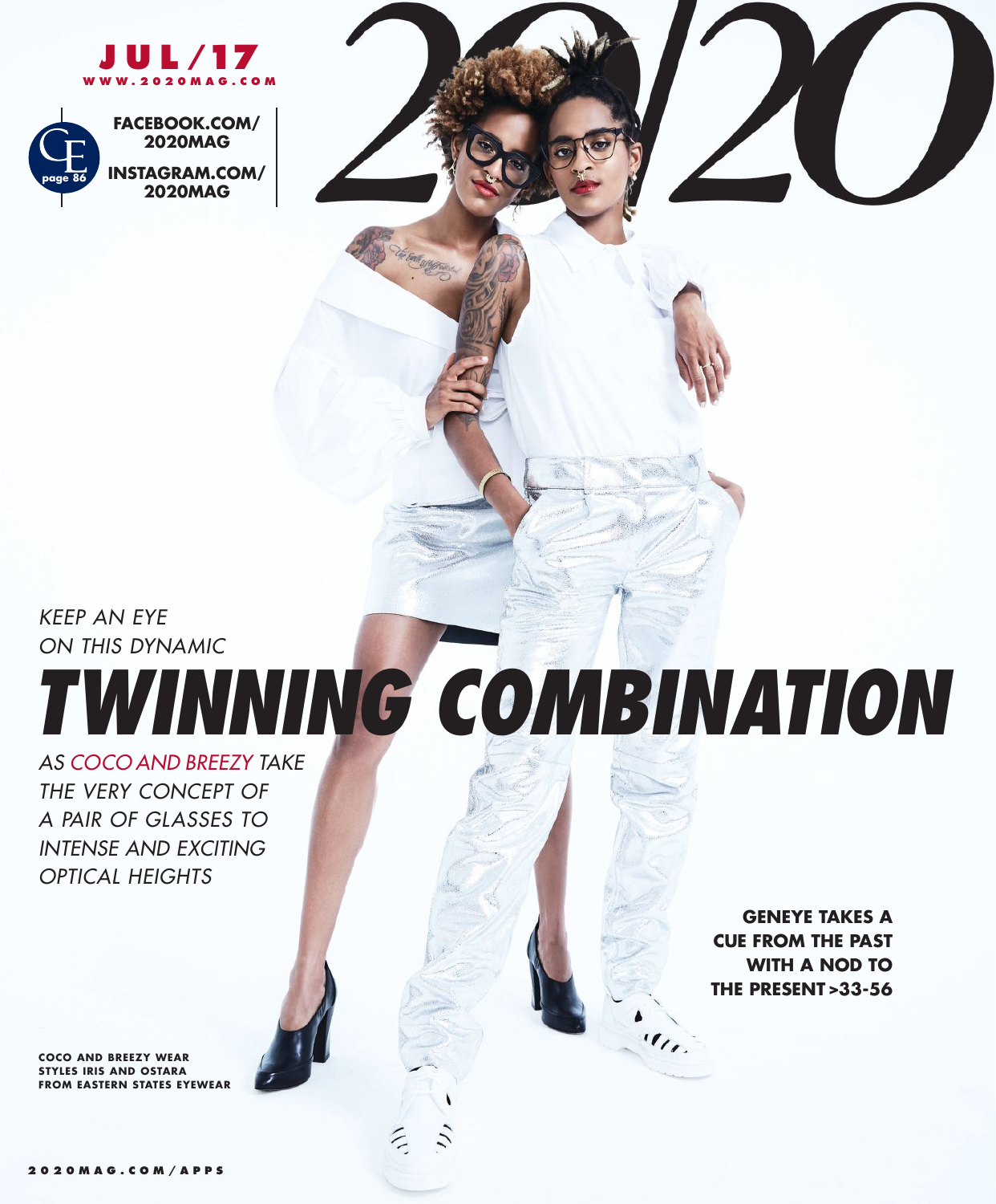# 20/20

**JUL/17**
**WWW.2020MAG.COM**

CE page 86

**FACEBOOK.COM/2020MAG**

**INSTAGRAM.COM/2020MAG**

*KEEP AN EYE ON THIS DYNAMIC*

# *TWINNING COMBINATION*

*AS COCO AND BREEZY TAKE THE VERY CONCEPT OF A PAIR OF GLASSES TO INTENSE AND EXCITING OPTICAL HEIGHTS*

**GENEYE TAKES A CUE FROM THE PAST WITH A NOD TO THE PRESENT >33-56**

**COCO AND BREEZY WEAR STYLES IRIS AND OSTARA FROM EASTERN STATES EYEWEAR**

**2020MAG.COM/APPS**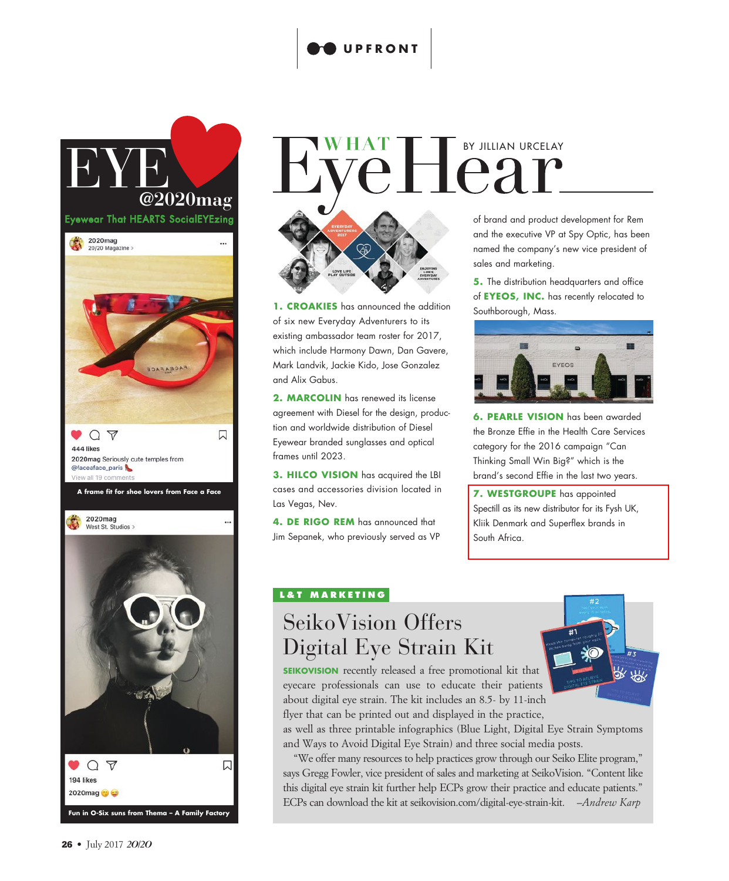UPFRONT

# EYE @2020mag

**Eyewear That HEARTS SocialEYEzing**

2020mag
20/20 Magazine

444 likes
2020mag Seriously cute temples from @facesface_paris
View all 19 comments

**A frame fit for shoe lovers from Face a Face**

2020mag
West St. Studios

194 likes
2020mag

**Fun in O-Six suns from Thema – A Family Factory**

# What Eye Hear

BY JILLIAN URCELAY

**1. CROAKIES** has announced the addition of six new Everyday Adventurers to its existing ambassador team roster for 2017, which include Harmony Dawn, Dan Gavere, Mark Landvik, Jackie Kido, Jose Gonzalez and Alix Gabus.

**2. MARCOLIN** has renewed its license agreement with Diesel for the design, production and worldwide distribution of Diesel Eyewear branded sunglasses and optical frames until 2023.

**3. HILCO VISION** has acquired the LBI cases and accessories division located in Las Vegas, Nev.

**4. DE RIGO REM** has announced that Jim Sepanek, who previously served as VP of brand and product development for Rem and the executive VP at Spy Optic, has been named the company's new vice president of sales and marketing.

**5.** The distribution headquarters and office of **EYEOS, INC.** has recently relocated to Southborough, Mass.

**6. PEARLE VISION** has been awarded the Bronze Effie in the Health Care Services category for the 2016 campaign "Can Thinking Small Win Big?" which is the brand's second Effie in the last two years.

**7. WESTGROUPE** has appointed Spectill as its new distributor for its Fysh UK, Kliik Denmark and Superflex brands in South Africa.

**L&T MARKETING**

## SeikoVision Offers Digital Eye Strain Kit

**SEIKOVISION** recently released a free promotional kit that eyecare professionals can use to educate their patients about digital eye strain. The kit includes an 8.5- by 11-inch flyer that can be printed out and displayed in the practice, as well as three printable infographics (Blue Light, Digital Eye Strain Symptoms and Ways to Avoid Digital Eye Strain) and three social media posts.

"We offer many resources to help practices grow through our Seiko Elite program," says Gregg Fowler, vice president of sales and marketing at SeikoVision. "Content like this digital eye strain kit further help ECPs grow their practice and educate patients." ECPs can download the kit at seikovision.com/digital-eye-strain-kit. *–Andrew Karp*